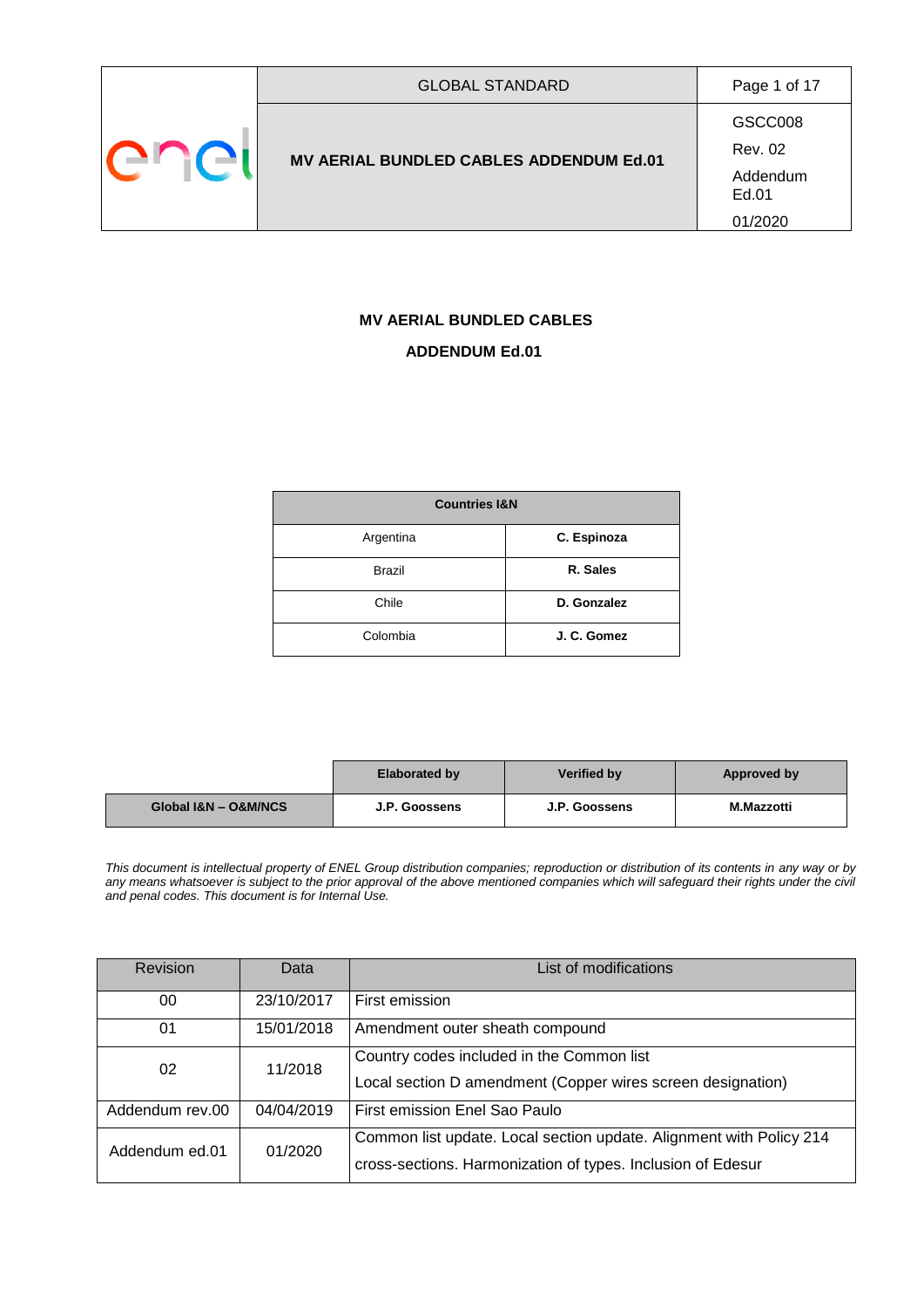| | GLOBAL STANDARD | Page 1 of 17 |
|---|---|---|
| enel | **MV AERIAL BUNDLED CABLES ADDENDUM Ed.01** | GSCC008<br>Rev. 02<br>Addendum Ed.01<br>01/2020 |

**MV AERIAL BUNDLED CABLES**

**ADDENDUM Ed.01**

| **Countries I&N** | |
|---|---|
| Argentina | **C. Espinoza** |
| Brazil | **R. Sales** |
| Chile | **D. Gonzalez** |
| Colombia | **J. C. Gomez** |

| | **Elaborated by** | **Verified by** | **Approved by** |
|---|---|---|---|
| **Global I&N – O&M/NCS** | **J.P. Goossens** | **J.P. Goossens** | **M.Mazzotti** |

*This document is intellectual property of ENEL Group distribution companies; reproduction or distribution of its contents in any way or by any means whatsoever is subject to the prior approval of the above mentioned companies which will safeguard their rights under the civil and penal codes. This document is for Internal Use.*

| Revision | Data | List of modifications |
|---|---|---|
| 00 | 23/10/2017 | First emission |
| 01 | 15/01/2018 | Amendment outer sheath compound |
| 02 | 11/2018 | Country codes included in the Common list<br>Local section D amendment (Copper wires screen designation) |
| Addendum rev.00 | 04/04/2019 | First emission Enel Sao Paulo |
| Addendum ed.01 | 01/2020 | Common list update. Local section update. Alignment with Policy 214 cross-sections. Harmonization of types. Inclusion of Edesur |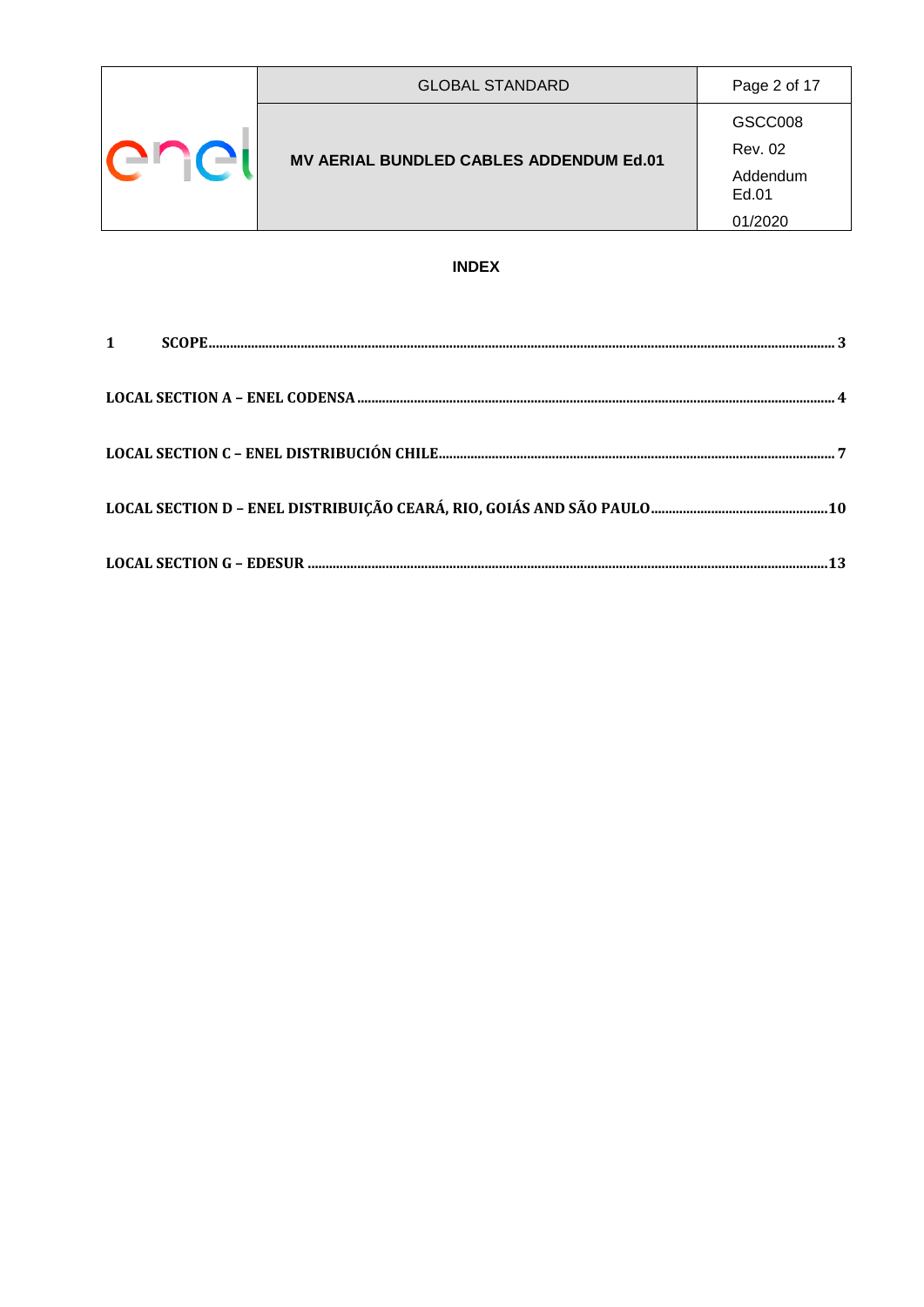**INDEX**

1 SCOPE ........ 3

LOCAL SECTION A – ENEL CODENSA ........ 4

LOCAL SECTION C – ENEL DISTRIBUCIÓN CHILE ........ 7

LOCAL SECTION D – ENEL DISTRIBUIÇÃO CEARÁ, RIO, GOIÁS AND SÃO PAULO ........ 10

LOCAL SECTION G – EDESUR ........ 13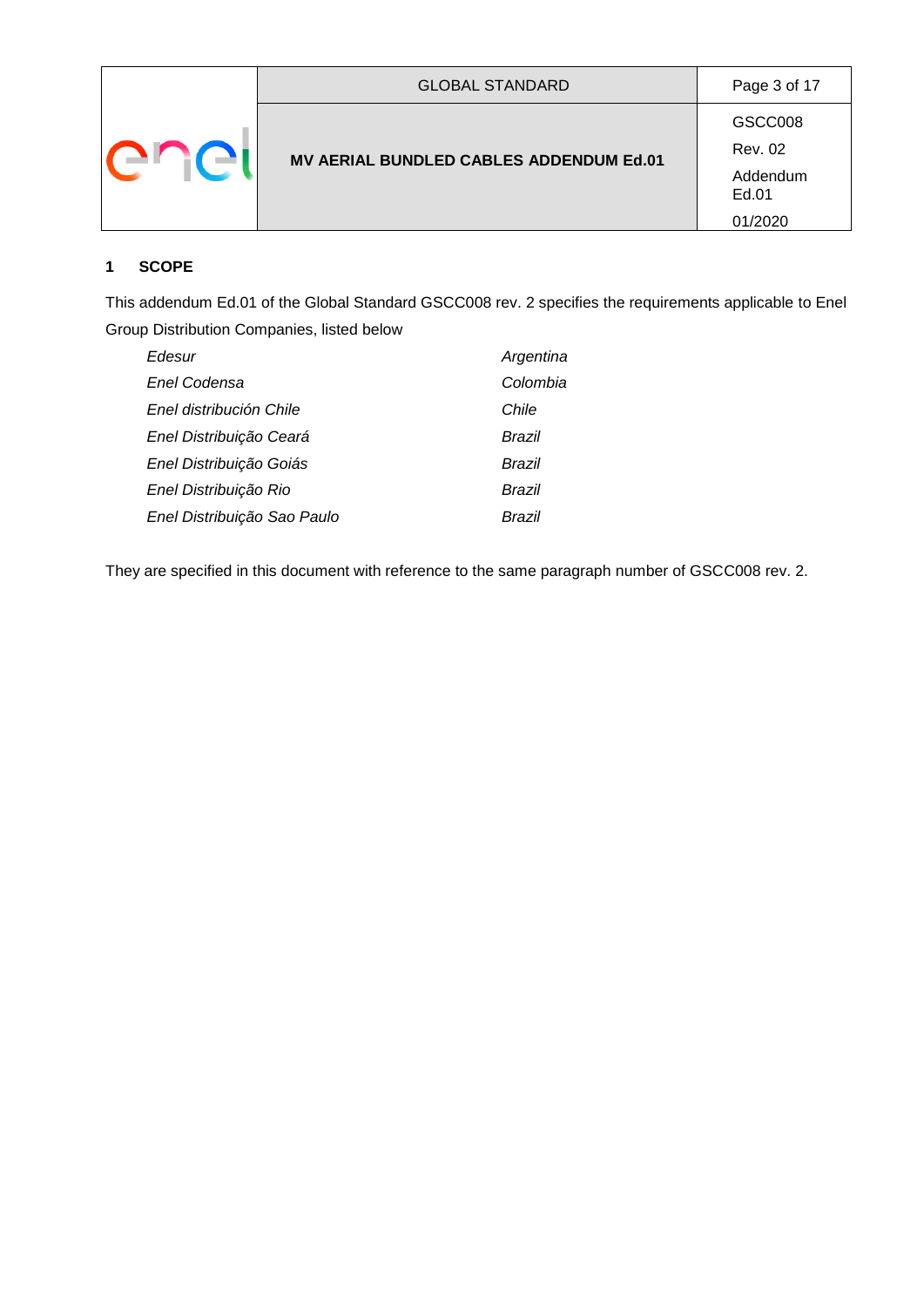## 1 SCOPE

This addendum Ed.01 of the Global Standard GSCC008 rev. 2 specifies the requirements applicable to Enel Group Distribution Companies, listed below

| | |
|---|---|
| *Edesur* | *Argentina* |
| *Enel Codensa* | *Colombia* |
| *Enel distribución Chile* | *Chile* |
| *Enel Distribuição Ceará* | *Brazil* |
| *Enel Distribuição Goiás* | *Brazil* |
| *Enel Distribuição Rio* | *Brazil* |
| *Enel Distribuição Sao Paulo* | *Brazil* |

They are specified in this document with reference to the same paragraph number of GSCC008 rev. 2.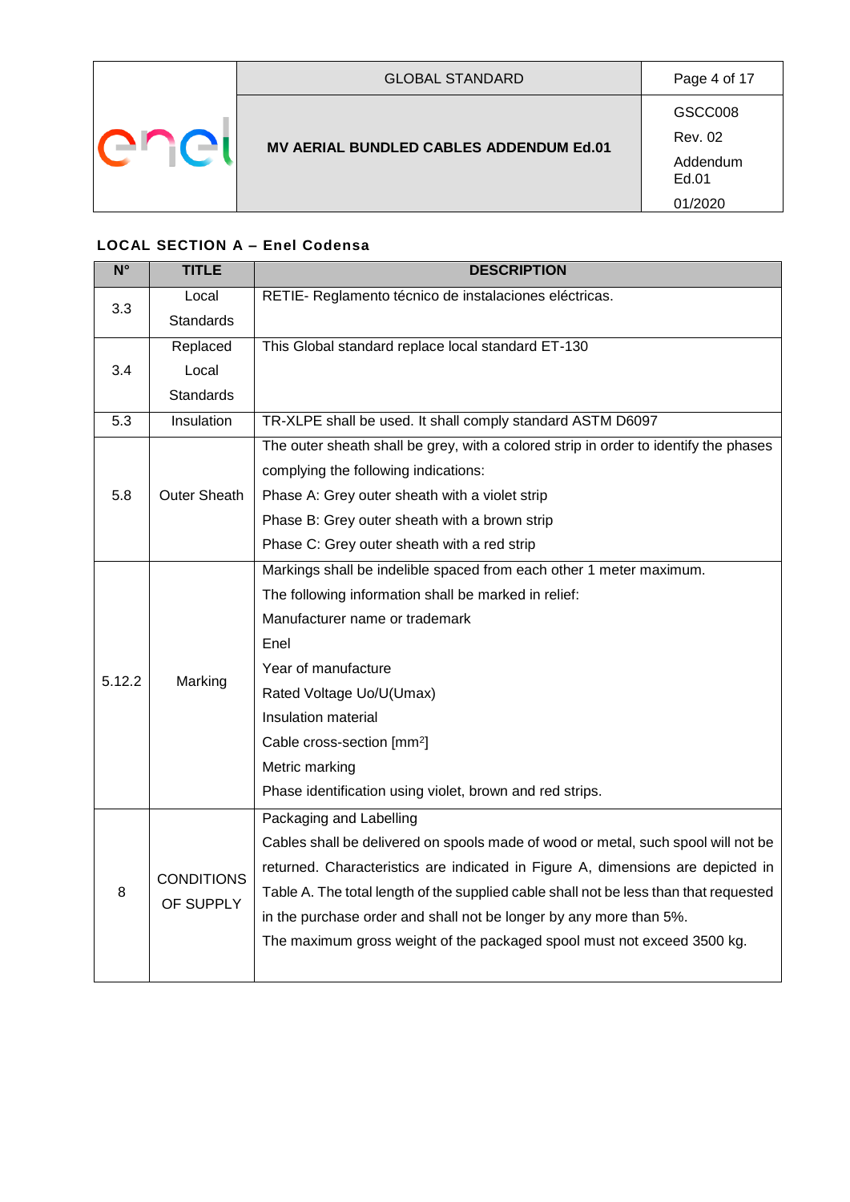**LOCAL SECTION A – Enel Codensa**

| N° | TITLE | DESCRIPTION |
|---|---|---|
| 3.3 | Local Standards | RETIE- Reglamento técnico de instalaciones eléctricas. |
| 3.4 | Replaced Local Standards | This Global standard replace local standard ET-130 |
| 5.3 | Insulation | TR-XLPE shall be used. It shall comply standard ASTM D6097 |
| 5.8 | Outer Sheath | The outer sheath shall be grey, with a colored strip in order to identify the phases complying the following indications:<br>Phase A: Grey outer sheath with a violet strip<br>Phase B: Grey outer sheath with a brown strip<br>Phase C: Grey outer sheath with a red strip |
| 5.12.2 | Marking | Markings shall be indelible spaced from each other 1 meter maximum.<br>The following information shall be marked in relief:<br>Manufacturer name or trademark<br>Enel<br>Year of manufacture<br>Rated Voltage Uo/U(Umax)<br>Insulation material<br>Cable cross-section [$mm^2$]<br>Metric marking<br>Phase identification using violet, brown and red strips. |
| 8 | CONDITIONS OF SUPPLY | Packaging and Labelling<br>Cables shall be delivered on spools made of wood or metal, such spool will not be returned. Characteristics are indicated in Figure A, dimensions are depicted in Table A. The total length of the supplied cable shall not be less than that requested in the purchase order and shall not be longer by any more than 5%.<br>The maximum gross weight of the packaged spool must not exceed 3500 kg. |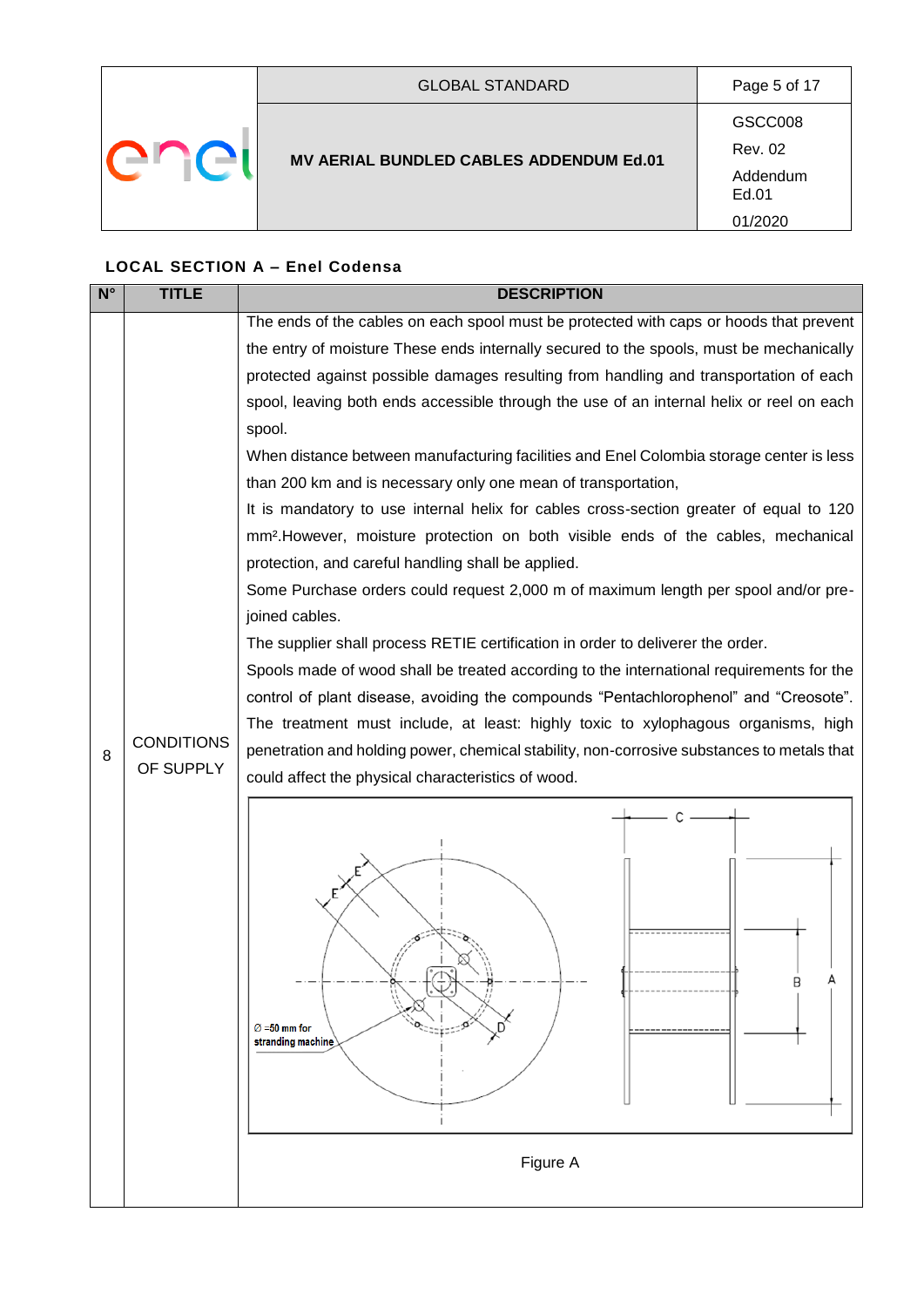**LOCAL SECTION A – Enel Codensa**

| N° | TITLE | DESCRIPTION |
|---|---|---|
| 8 | CONDITIONS OF SUPPLY | The ends of the cables on each spool must be protected with caps or hoods that prevent the entry of moisture These ends internally secured to the spools, must be mechanically protected against possible damages resulting from handling and transportation of each spool, leaving both ends accessible through the use of an internal helix or reel on each spool.<br>When distance between manufacturing facilities and Enel Colombia storage center is less than 200 km and is necessary only one mean of transportation,<br>It is mandatory to use internal helix for cables cross-section greater of equal to 120 mm².However, moisture protection on both visible ends of the cables, mechanical protection, and careful handling shall be applied.<br>Some Purchase orders could request 2,000 m of maximum length per spool and/or pre-joined cables.<br>The supplier shall process RETIE certification in order to deliverer the order.<br>Spools made of wood shall be treated according to the international requirements for the control of plant disease, avoiding the compounds "Pentachlorophenol" and "Creosote". The treatment must include, at least: highly toxic to xylophagous organisms, high penetration and holding power, chemical stability, non-corrosive substances to metals that could affect the physical characteristics of wood.<br>Ø =50 mm for stranding machine<br>Figure A |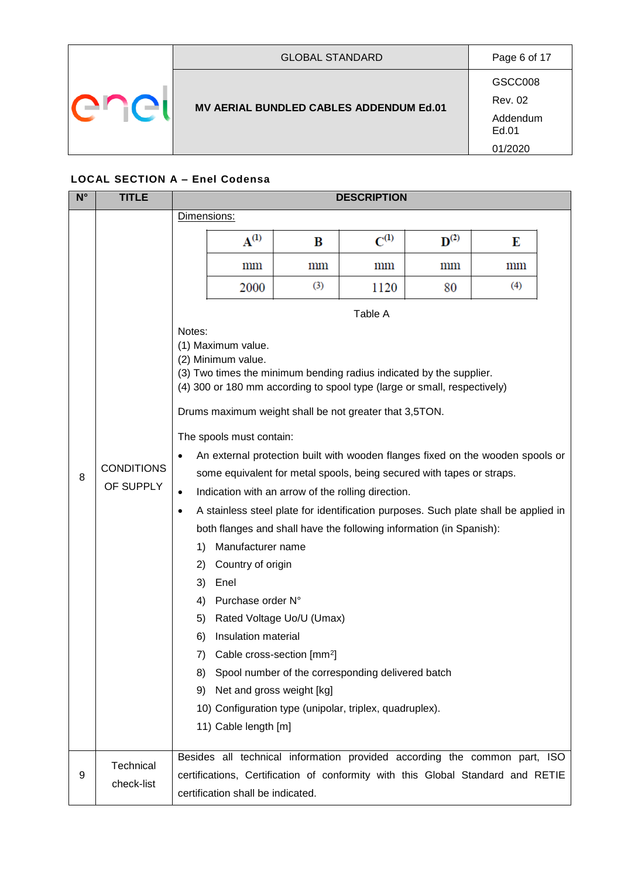### LOCAL SECTION A – Enel Codensa

<table>
<tr><th>N°</th><th>TITLE</th><th>DESCRIPTION</th></tr>
<tr><td>8</td><td>CONDITIONS OF SUPPLY</td><td>

Dimensions:

| A(1) | B | C(1) | D(2) | E |
|---|---|---|---|---|
| mm | mm | mm | mm | mm |
| 2000 | (3) | 1120 | 80 | (4) |

Table A

Notes:
(1) Maximum value.
(2) Minimum value.
(3) Two times the minimum bending radius indicated by the supplier.
(4) 300 or 180 mm according to spool type (large or small, respectively)

Drums maximum weight shall be not greater that 3,5TON.

The spools must contain:

- An external protection built with wooden flanges fixed on the wooden spools or some equivalent for metal spools, being secured with tapes or straps.
- Indication with an arrow of the rolling direction.
- A stainless steel plate for identification purposes. Such plate shall be applied in both flanges and shall have the following information (in Spanish):
  1) Manufacturer name
  2) Country of origin
  3) Enel
  4) Purchase order N°
  5) Rated Voltage Uo/U (Umax)
  6) Insulation material
  7) Cable cross-section [mm²]
  8) Spool number of the corresponding delivered batch
  9) Net and gross weight [kg]
  10) Configuration type (unipolar, triplex, quadruplex).
  11) Cable length [m]

</td></tr>
<tr><td>9</td><td>Technical check-list</td><td>Besides all technical information provided according the common part, ISO certifications, Certification of conformity with this Global Standard and RETIE certification shall be indicated.</td></tr>
</table>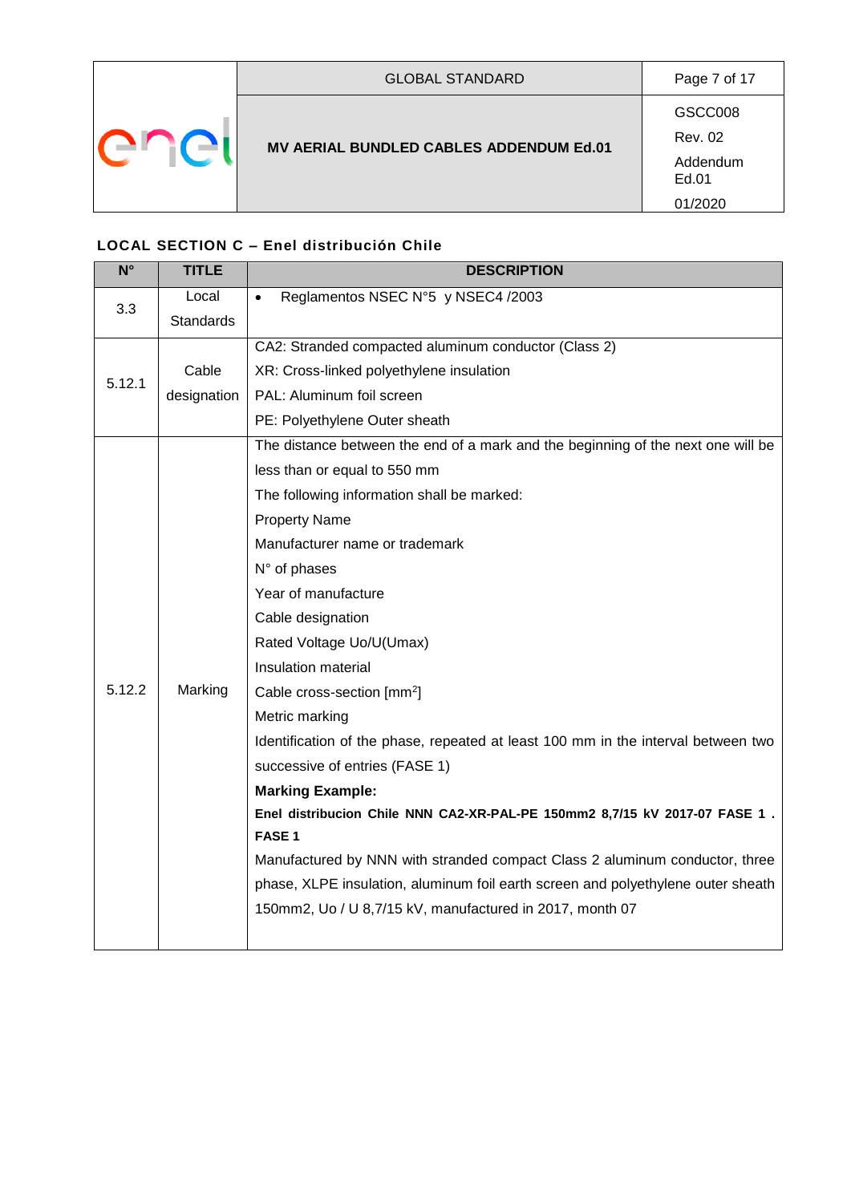### LOCAL SECTION C – Enel distribución Chile

| N° | TITLE | DESCRIPTION |
|---|---|---|
| 3.3 | Local Standards | • Reglamentos NSEC N°5 y NSEC4 /2003 |
| 5.12.1 | Cable designation | CA2: Stranded compacted aluminum conductor (Class 2)<br>XR: Cross-linked polyethylene insulation<br>PAL: Aluminum foil screen<br>PE: Polyethylene Outer sheath |
| 5.12.2 | Marking | The distance between the end of a mark and the beginning of the next one will be less than or equal to 550 mm<br>The following information shall be marked:<br>Property Name<br>Manufacturer name or trademark<br>N° of phases<br>Year of manufacture<br>Cable designation<br>Rated Voltage Uo/U(Umax)<br>Insulation material<br>Cable cross-section [$mm^2$]<br>Metric marking<br>Identification of the phase, repeated at least 100 mm in the interval between two successive of entries (FASE 1)<br>**Marking Example:**<br>**Enel distribucion Chile NNN CA2-XR-PAL-PE 150mm2 8,7/15 kV 2017-07 FASE 1 . FASE 1**<br>Manufactured by NNN with stranded compact Class 2 aluminum conductor, three phase, XLPE insulation, aluminum foil earth screen and polyethylene outer sheath 150mm2, Uo / U 8,7/15 kV, manufactured in 2017, month 07 |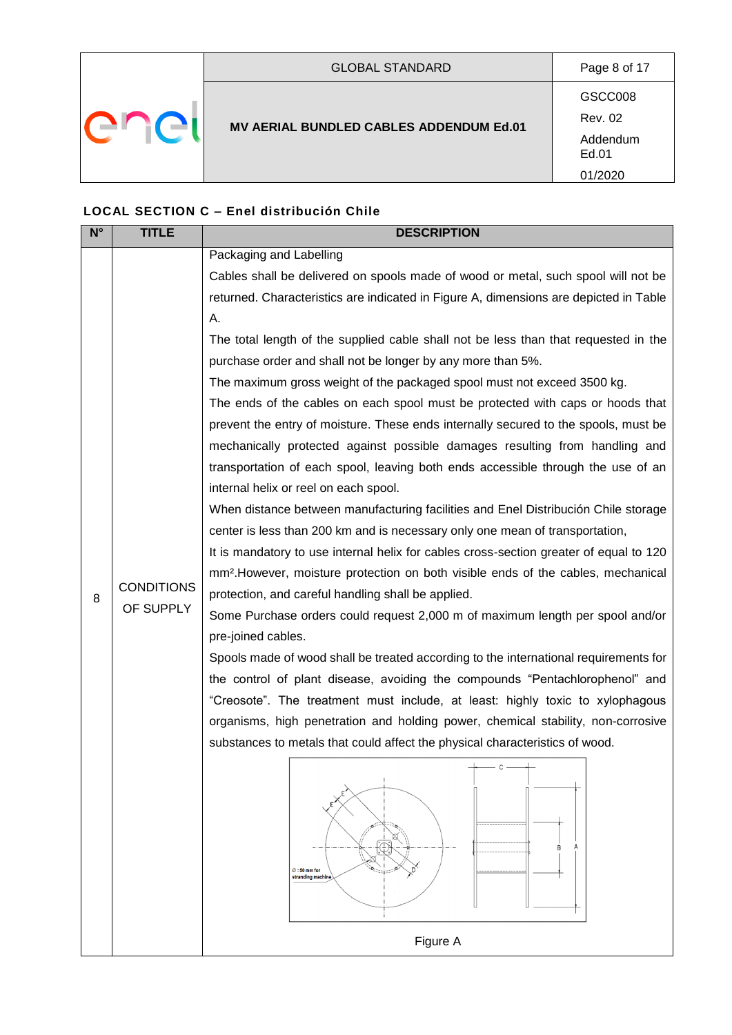**LOCAL SECTION C – Enel distribución Chile**

| N° | TITLE | DESCRIPTION |
|---|---|---|
| 8 | CONDITIONS OF SUPPLY | Packaging and Labelling<br>Cables shall be delivered on spools made of wood or metal, such spool will not be returned. Characteristics are indicated in Figure A, dimensions are depicted in Table A.<br>The total length of the supplied cable shall not be less than that requested in the purchase order and shall not be longer by any more than 5%.<br>The maximum gross weight of the packaged spool must not exceed 3500 kg.<br>The ends of the cables on each spool must be protected with caps or hoods that prevent the entry of moisture. These ends internally secured to the spools, must be mechanically protected against possible damages resulting from handling and transportation of each spool, leaving both ends accessible through the use of an internal helix or reel on each spool.<br>When distance between manufacturing facilities and Enel Distribución Chile storage center is less than 200 km and is necessary only one mean of transportation,<br>It is mandatory to use internal helix for cables cross-section greater of equal to 120 mm².However, moisture protection on both visible ends of the cables, mechanical protection, and careful handling shall be applied.<br>Some Purchase orders could request 2,000 m of maximum length per spool and/or pre-joined cables.<br>Spools made of wood shall be treated according to the international requirements for the control of plant disease, avoiding the compounds "Pentachlorophenol" and "Creosote". The treatment must include, at least: highly toxic to xylophagous organisms, high penetration and holding power, chemical stability, non-corrosive substances to metals that could affect the physical characteristics of wood.<br>Figure A |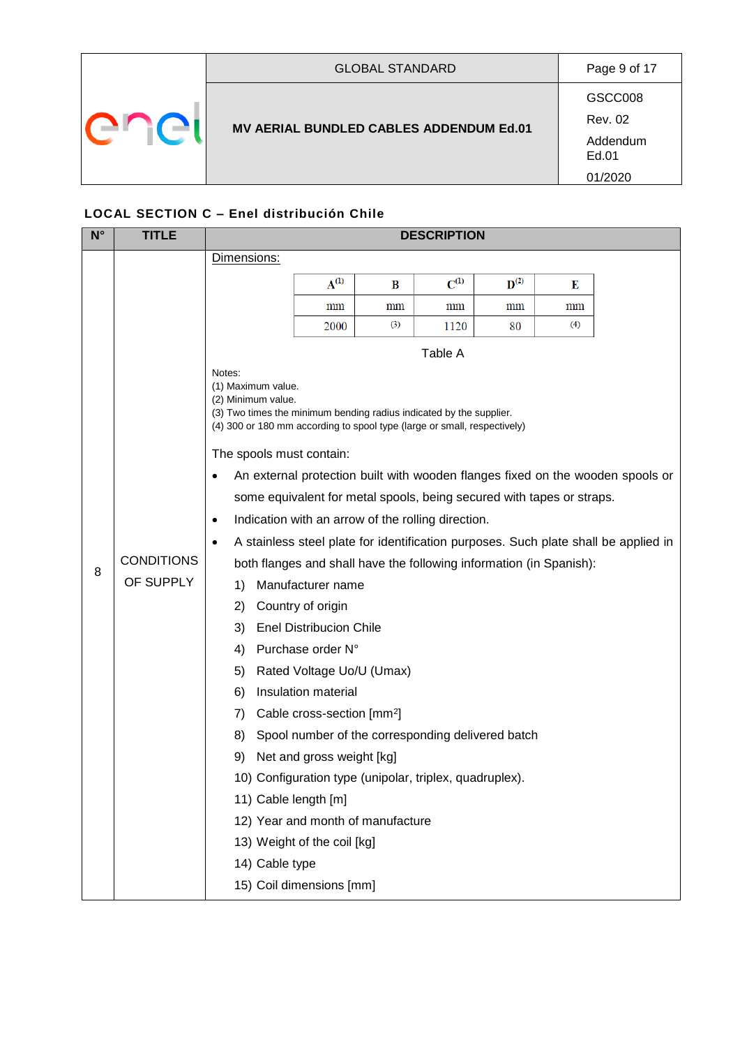## LOCAL SECTION C – Enel distribución Chile

| N° | TITLE | DESCRIPTION |
|---|---|---|
| 8 | CONDITIONS OF SUPPLY | Dimensions: (see Table A below) |

| A (1) | B | C (1) | D (2) | E |
|---|---|---|---|---|
| mm | mm | mm | mm | mm |
| 2000 | (3) | 1120 | 80 | (4) |

Table A

Notes:
(1) Maximum value.
(2) Minimum value.
(3) Two times the minimum bending radius indicated by the supplier.
(4) 300 or 180 mm according to spool type (large or small, respectively)

The spools must contain:

- An external protection built with wooden flanges fixed on the wooden spools or some equivalent for metal spools, being secured with tapes or straps.
- Indication with an arrow of the rolling direction.
- A stainless steel plate for identification purposes. Such plate shall be applied in both flanges and shall have the following information (in Spanish):
  1) Manufacturer name
  2) Country of origin
  3) Enel Distribucion Chile
  4) Purchase order N°
  5) Rated Voltage Uo/U (Umax)
  6) Insulation material
  7) Cable cross-section [mm²]
  8) Spool number of the corresponding delivered batch
  9) Net and gross weight [kg]
  10) Configuration type (unipolar, triplex, quadruplex).
  11) Cable length [m]
  12) Year and month of manufacture
  13) Weight of the coil [kg]
  14) Cable type
  15) Coil dimensions [mm]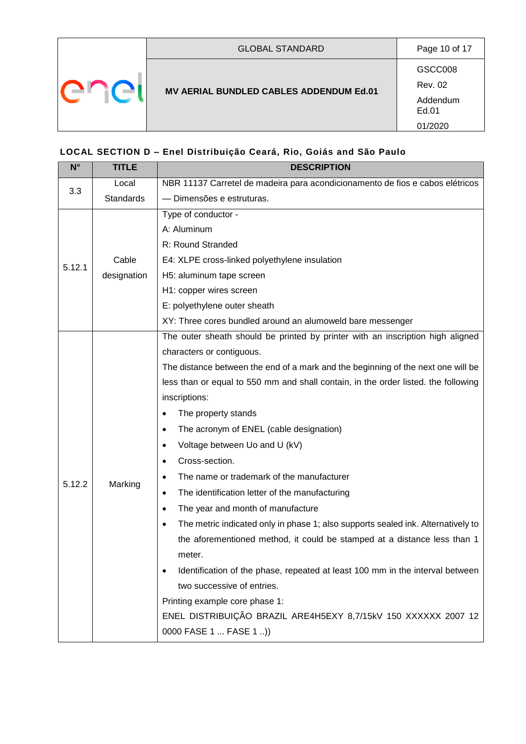**LOCAL SECTION D – Enel Distribuição Ceará, Rio, Goiás and São Paulo**

| N° | TITLE | DESCRIPTION |
|---|---|---|
| 3.3 | Local Standards | NBR 11137 Carretel de madeira para acondicionamento de fios e cabos elétricos — Dimensões e estruturas. |
| 5.12.1 | Cable designation | Type of conductor -<br>A: Aluminum<br>R: Round Stranded<br>E4: XLPE cross-linked polyethylene insulation<br>H5: aluminum tape screen<br>H1: copper wires screen<br>E: polyethylene outer sheath<br>XY: Three cores bundled around an alumoweld bare messenger |
| 5.12.2 | Marking | The outer sheath should be printed by printer with an inscription high aligned characters or contiguous.<br>The distance between the end of a mark and the beginning of the next one will be less than or equal to 550 mm and shall contain, in the order listed. the following inscriptions:<br>• The property stands<br>• The acronym of ENEL (cable designation)<br>• Voltage between Uo and U (kV)<br>• Cross-section.<br>• The name or trademark of the manufacturer<br>• The identification letter of the manufacturing<br>• The year and month of manufacture<br>• The metric indicated only in phase 1; also supports sealed ink. Alternatively to the aforementioned method, it could be stamped at a distance less than 1 meter.<br>• Identification of the phase, repeated at least 100 mm in the interval between two successive of entries.<br>Printing example core phase 1:<br>ENEL DISTRIBUIÇÃO BRAZIL ARE4H5EXY 8,7/15kV 150 XXXXXX 2007 12 0000 FASE 1 ... FASE 1 ..)) |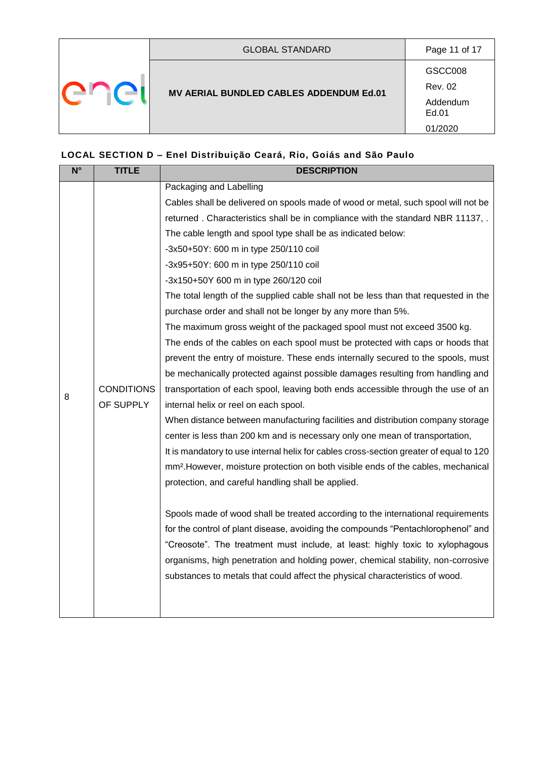**LOCAL SECTION D – Enel Distribuição Ceará, Rio, Goiás and São Paulo**

| N° | TITLE | DESCRIPTION |
|---|---|---|
| 8 | CONDITIONS OF SUPPLY | Packaging and Labelling<br>Cables shall be delivered on spools made of wood or metal, such spool will not be returned . Characteristics shall be in compliance with the standard NBR 11137, .<br>The cable length and spool type shall be as indicated below:<br>-3x50+50Y: 600 m in type 250/110 coil<br>-3x95+50Y: 600 m in type 250/110 coil<br>-3x150+50Y 600 m in type 260/120 coil<br>The total length of the supplied cable shall not be less than that requested in the purchase order and shall not be longer by any more than 5%.<br>The maximum gross weight of the packaged spool must not exceed 3500 kg.<br>The ends of the cables on each spool must be protected with caps or hoods that prevent the entry of moisture. These ends internally secured to the spools, must be mechanically protected against possible damages resulting from handling and transportation of each spool, leaving both ends accessible through the use of an internal helix or reel on each spool.<br>When distance between manufacturing facilities and distribution company storage center is less than 200 km and is necessary only one mean of transportation,<br>It is mandatory to use internal helix for cables cross-section greater of equal to 120 mm².However, moisture protection on both visible ends of the cables, mechanical protection, and careful handling shall be applied.<br><br>Spools made of wood shall be treated according to the international requirements for the control of plant disease, avoiding the compounds "Pentachlorophenol" and "Creosote". The treatment must include, at least: highly toxic to xylophagous organisms, high penetration and holding power, chemical stability, non-corrosive substances to metals that could affect the physical characteristics of wood. |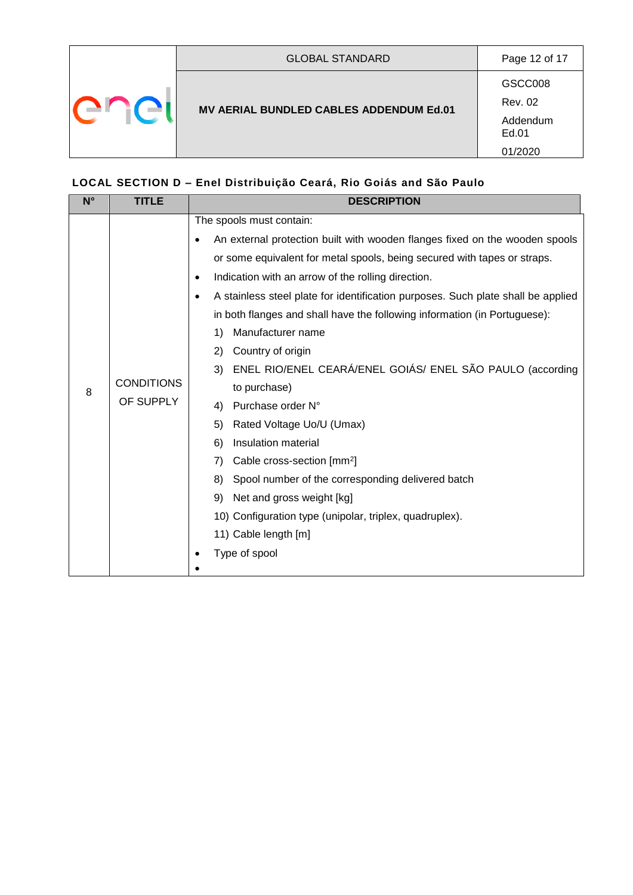**LOCAL SECTION D – Enel Distribuição Ceará, Rio Goiás and São Paulo**

| N° | TITLE | DESCRIPTION |
|---|---|---|
| 8 | CONDITIONS OF SUPPLY | The spools must contain:<br>• An external protection built with wooden flanges fixed on the wooden spools or some equivalent for metal spools, being secured with tapes or straps.<br>• Indication with an arrow of the rolling direction.<br>• A stainless steel plate for identification purposes. Such plate shall be applied in both flanges and shall have the following information (in Portuguese):<br>1) Manufacturer name<br>2) Country of origin<br>3) ENEL RIO/ENEL CEARÁ/ENEL GOIÁS/ ENEL SÃO PAULO (according to purchase)<br>4) Purchase order N°<br>5) Rated Voltage Uo/U (Umax)<br>6) Insulation material<br>7) Cable cross-section [mm²]<br>8) Spool number of the corresponding delivered batch<br>9) Net and gross weight [kg]<br>10) Configuration type (unipolar, triplex, quadruplex).<br>11) Cable length [m]<br>• Type of spool<br>• |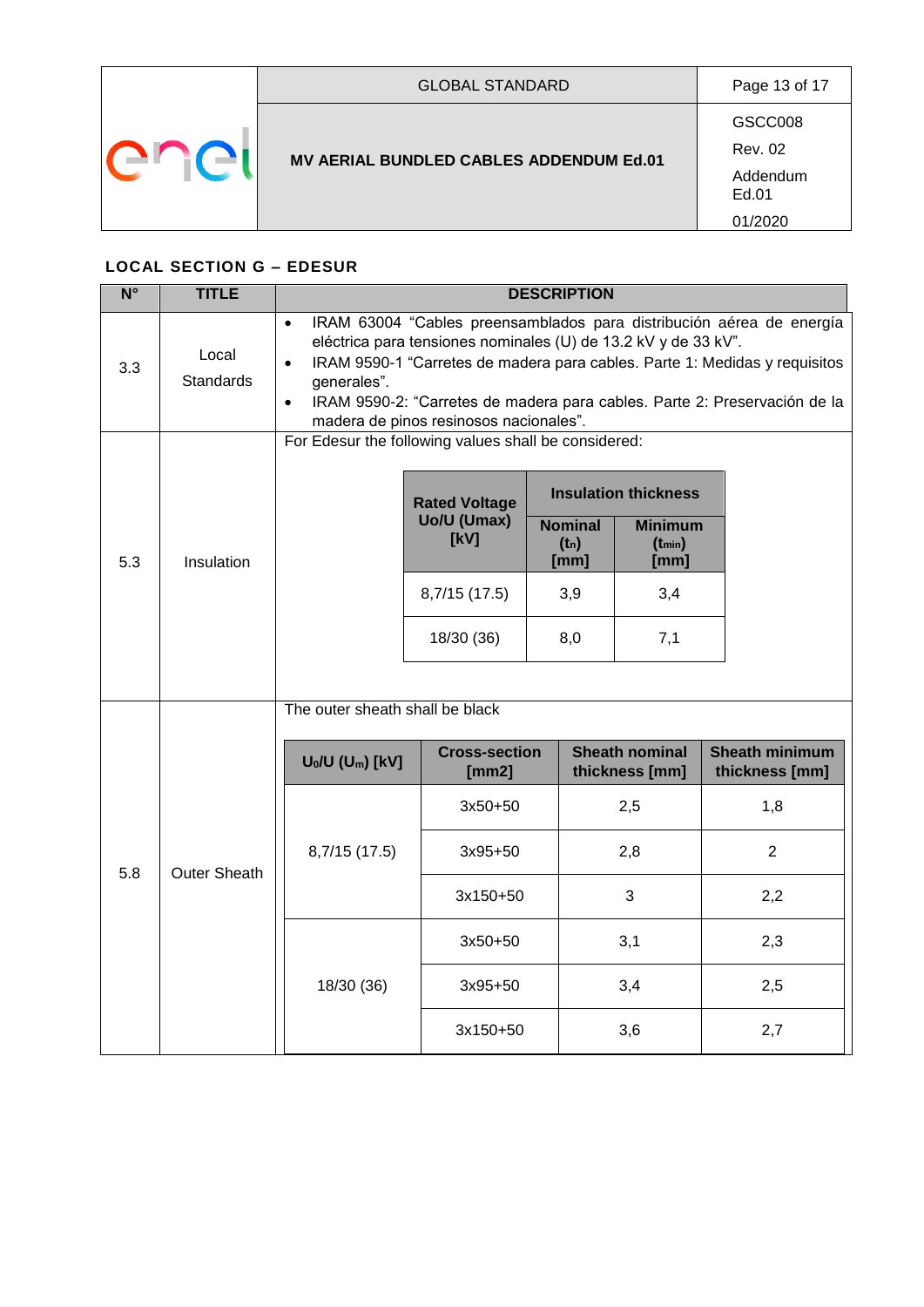### LOCAL SECTION G – EDESUR

| N° | TITLE | DESCRIPTION |
|---|---|---|
| 3.3 | Local Standards | • IRAM 63004 "Cables preensamblados para distribución aérea de energía eléctrica para tensiones nominales (U) de 13.2 kV y de 33 kV".<br>• IRAM 9590-1 "Carretes de madera para cables. Parte 1: Medidas y requisitos generales".<br>• IRAM 9590-2: "Carretes de madera para cables. Parte 2: Preservación de la madera de pinos resinosos nacionales". |
| 5.3 | Insulation | For Edesur the following values shall be considered: (see table below) |
| 5.8 | Outer Sheath | The outer sheath shall be black (see table below) |

**5.3 Insulation – For Edesur the following values shall be considered:**

| Rated Voltage Uo/U (Umax) [kV] | Insulation thickness | |
|---|---|---|
| | Nominal ($t_n$) [mm] | Minimum ($t_{min}$) [mm] |
| 8,7/15 (17.5) | 3,9 | 3,4 |
| 18/30 (36) | 8,0 | 7,1 |

**5.8 Outer Sheath – The outer sheath shall be black**

| $U_0/U$ ($U_m$) [kV] | Cross-section [mm2] | Sheath nominal thickness [mm] | Sheath minimum thickness [mm] |
|---|---|---|---|
| 8,7/15 (17.5) | 3x50+50 | 2,5 | 1,8 |
| | 3x95+50 | 2,8 | 2 |
| | 3x150+50 | 3 | 2,2 |
| 18/30 (36) | 3x50+50 | 3,1 | 2,3 |
| | 3x95+50 | 3,4 | 2,5 |
| | 3x150+50 | 3,6 | 2,7 |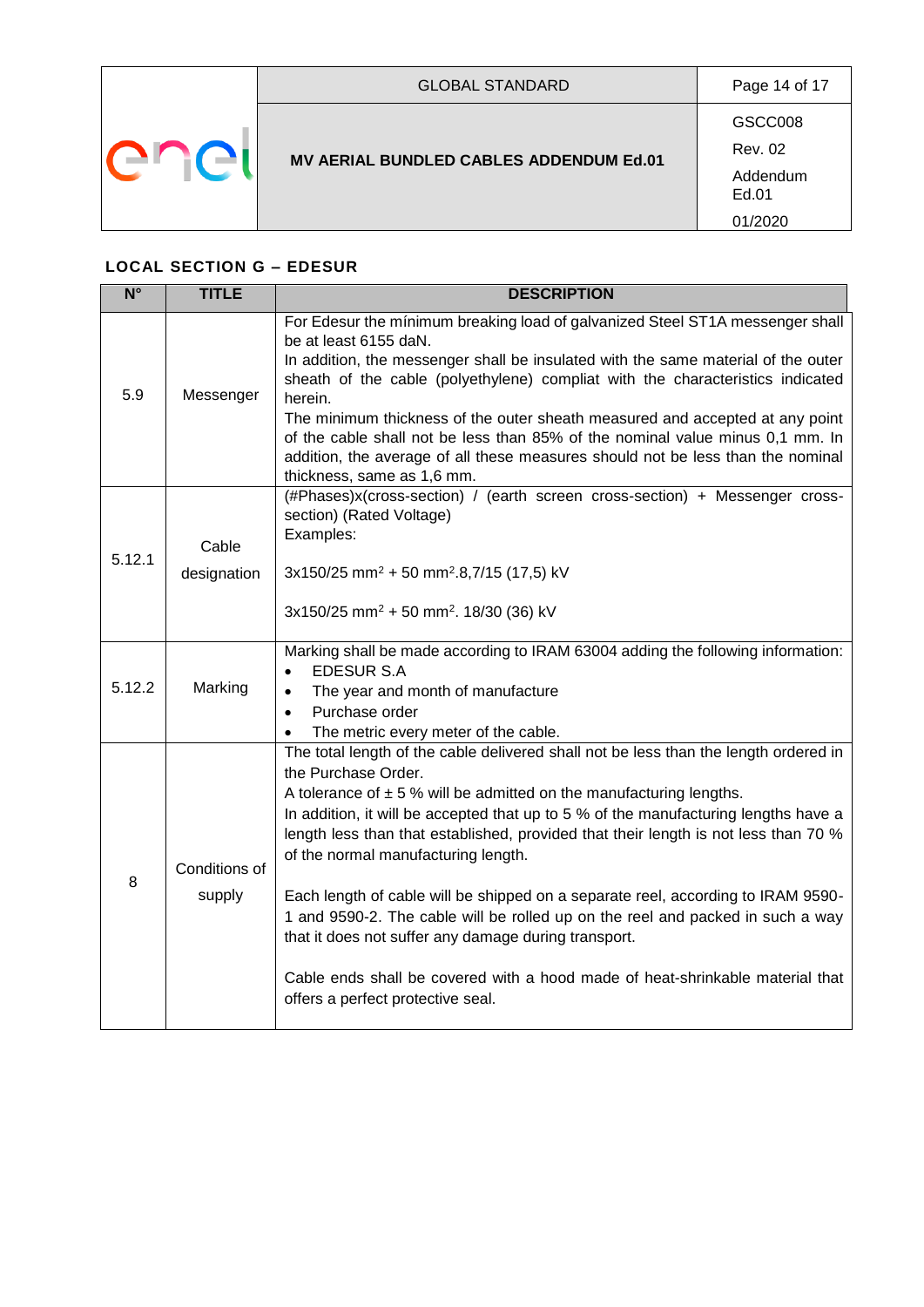### LOCAL SECTION G – EDESUR

| N° | TITLE | DESCRIPTION |
|---|---|---|
| 5.9 | Messenger | For Edesur the mínimum breaking load of galvanized Steel ST1A messenger shall be at least 6155 daN.<br>In addition, the messenger shall be insulated with the same material of the outer sheath of the cable (polyethylene) compliat with the characteristics indicated herein.<br>The minimum thickness of the outer sheath measured and accepted at any point of the cable shall not be less than 85% of the nominal value minus 0,1 mm. In addition, the average of all these measures should not be less than the nominal thickness, same as 1,6 mm. |
| 5.12.1 | Cable designation | (#Phases)x(cross-section) / (earth screen cross-section) + Messenger cross-section) (Rated Voltage)<br>Examples:<br>3x150/25 mm$^2$ + 50 mm$^2$.8,7/15 (17,5) kV<br>3x150/25 mm$^2$ + 50 mm$^2$. 18/30 (36) kV |
| 5.12.2 | Marking | Marking shall be made according to IRAM 63004 adding the following information:<br>• EDESUR S.A<br>• The year and month of manufacture<br>• Purchase order<br>• The metric every meter of the cable. |
| 8 | Conditions of supply | The total length of the cable delivered shall not be less than the length ordered in the Purchase Order.<br>A tolerance of ± 5 % will be admitted on the manufacturing lengths.<br>In addition, it will be accepted that up to 5 % of the manufacturing lengths have a length less than that established, provided that their length is not less than 70 % of the normal manufacturing length.<br>Each length of cable will be shipped on a separate reel, according to IRAM 9590-1 and 9590-2. The cable will be rolled up on the reel and packed in such a way that it does not suffer any damage during transport.<br>Cable ends shall be covered with a hood made of heat-shrinkable material that offers a perfect protective seal. |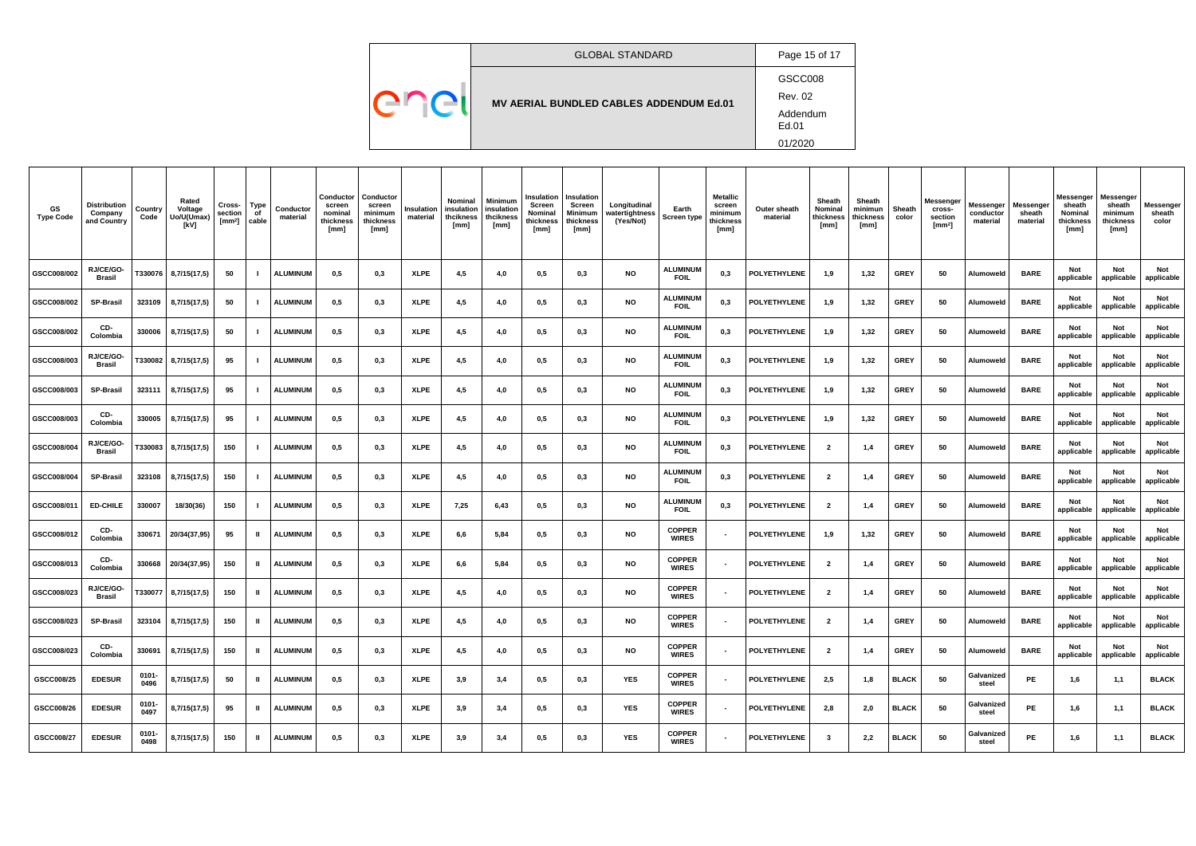| GS Type Code | Distribution Company and Country | Country Code | Rated Voltage Uo/U(Umax) [kV] | Cross-section [mm²] | Type of cable | Conductor material | Conductor screen nominal thickness [mm] | Conductor screen minimum thickness [mm] | Insulation material | Nominal insulation thcikness [mm] | Minimum insulation thcikness [mm] | Insulation Screen Nominal thickness [mm] | Insulation Screen Minimum thickness [mm] | Longitudinal watertightness (Yes/Not) | Earth Screen type | Metallic screen minimum thickness [mm] | Outer sheath material | Sheath Nominal thickness [mm] | Sheath minimun thickness [mm] | Sheath color | Messenger cross-section [mm²] | Messenger conductor material | Messenger sheath material | Messenger sheath Nominal thickness [mm] | Messenger sheath minimum thickness [mm] | Messenger sheath color |
|---|---|---|---|---|---|---|---|---|---|---|---|---|---|---|---|---|---|---|---|---|---|---|---|---|---|---|
| GSCC008/002 | RJ/CE/GO-Brasil | T330076 | 8,7/15(17,5) | 50 | I | ALUMINUM | 0,5 | 0,3 | XLPE | 4,5 | 4,0 | 0,5 | 0,3 | NO | ALUMINUM FOIL | 0,3 | POLYETHYLENE | 1,9 | 1,32 | GREY | 50 | Alumoweld | BARE | Not applicable | Not applicable | Not applicable |
| GSCC008/002 | SP-Brasil | 323109 | 8,7/15(17,5) | 50 | I | ALUMINUM | 0,5 | 0,3 | XLPE | 4,5 | 4,0 | 0,5 | 0,3 | NO | ALUMINUM FOIL | 0,3 | POLYETHYLENE | 1,9 | 1,32 | GREY | 50 | Alumoweld | BARE | Not applicable | Not applicable | Not applicable |
| GSCC008/002 | CD-Colombia | 330006 | 8,7/15(17,5) | 50 | I | ALUMINUM | 0,5 | 0,3 | XLPE | 4,5 | 4,0 | 0,5 | 0,3 | NO | ALUMINUM FOIL | 0,3 | POLYETHYLENE | 1,9 | 1,32 | GREY | 50 | Alumoweld | BARE | Not applicable | Not applicable | Not applicable |
| GSCC008/003 | RJ/CE/GO-Brasil | T330082 | 8,7/15(17,5) | 95 | I | ALUMINUM | 0,5 | 0,3 | XLPE | 4,5 | 4,0 | 0,5 | 0,3 | NO | ALUMINUM FOIL | 0,3 | POLYETHYLENE | 1,9 | 1,32 | GREY | 50 | Alumoweld | BARE | Not applicable | Not applicable | Not applicable |
| GSCC008/003 | SP-Brasil | 323111 | 8,7/15(17,5) | 95 | I | ALUMINUM | 0,5 | 0,3 | XLPE | 4,5 | 4,0 | 0,5 | 0,3 | NO | ALUMINUM FOIL | 0,3 | POLYETHYLENE | 1,9 | 1,32 | GREY | 50 | Alumoweld | BARE | Not applicable | Not applicable | Not applicable |
| GSCC008/003 | CD-Colombia | 330005 | 8,7/15(17,5) | 95 | I | ALUMINUM | 0,5 | 0,3 | XLPE | 4,5 | 4,0 | 0,5 | 0,3 | NO | ALUMINUM FOIL | 0,3 | POLYETHYLENE | 1,9 | 1,32 | GREY | 50 | Alumoweld | BARE | Not applicable | Not applicable | Not applicable |
| GSCC008/004 | RJ/CE/GO-Brasil | T330083 | 8,7/15(17,5) | 150 | I | ALUMINUM | 0,5 | 0,3 | XLPE | 4,5 | 4,0 | 0,5 | 0,3 | NO | ALUMINUM FOIL | 0,3 | POLYETHYLENE | 2 | 1,4 | GREY | 50 | Alumoweld | BARE | Not applicable | Not applicable | Not applicable |
| GSCC008/004 | SP-Brasil | 323108 | 8,7/15(17,5) | 150 | I | ALUMINUM | 0,5 | 0,3 | XLPE | 4,5 | 4,0 | 0,5 | 0,3 | NO | ALUMINUM FOIL | 0,3 | POLYETHYLENE | 2 | 1,4 | GREY | 50 | Alumoweld | BARE | Not applicable | Not applicable | Not applicable |
| GSCC008/011 | ED-CHILE | 330007 | 18/30(36) | 150 | I | ALUMINUM | 0,5 | 0,3 | XLPE | 7,25 | 6,43 | 0,5 | 0,3 | NO | ALUMINUM FOIL | 0,3 | POLYETHYLENE | 2 | 1,4 | GREY | 50 | Alumoweld | BARE | Not applicable | Not applicable | Not applicable |
| GSCC008/012 | CD-Colombia | 330671 | 20/34(37,95) | 95 | II | ALUMINUM | 0,5 | 0,3 | XLPE | 6,6 | 5,84 | 0,5 | 0,3 | NO | COPPER WIRES | - | POLYETHYLENE | 1,9 | 1,32 | GREY | 50 | Alumoweld | BARE | Not applicable | Not applicable | Not applicable |
| GSCC008/013 | CD-Colombia | 330668 | 20/34(37,95) | 150 | II | ALUMINUM | 0,5 | 0,3 | XLPE | 6,6 | 5,84 | 0,5 | 0,3 | NO | COPPER WIRES | - | POLYETHYLENE | 2 | 1,4 | GREY | 50 | Alumoweld | BARE | Not applicable | Not applicable | Not applicable |
| GSCC008/023 | RJ/CE/GO-Brasil | T330077 | 8,7/15(17,5) | 150 | II | ALUMINUM | 0,5 | 0,3 | XLPE | 4,5 | 4,0 | 0,5 | 0,3 | NO | COPPER WIRES | - | POLYETHYLENE | 2 | 1,4 | GREY | 50 | Alumoweld | BARE | Not applicable | Not applicable | Not applicable |
| GSCC008/023 | SP-Brasil | 323104 | 8,7/15(17,5) | 150 | II | ALUMINUM | 0,5 | 0,3 | XLPE | 4,5 | 4,0 | 0,5 | 0,3 | NO | COPPER WIRES | - | POLYETHYLENE | 2 | 1,4 | GREY | 50 | Alumoweld | BARE | Not applicable | Not applicable | Not applicable |
| GSCC008/023 | CD-Colombia | 330691 | 8,7/15(17,5) | 150 | II | ALUMINUM | 0,5 | 0,3 | XLPE | 4,5 | 4,0 | 0,5 | 0,3 | NO | COPPER WIRES | - | POLYETHYLENE | 2 | 1,4 | GREY | 50 | Alumoweld | BARE | Not applicable | Not applicable | Not applicable |
| GSCC008/25 | EDESUR | 0101-0496 | 8,7/15(17,5) | 50 | II | ALUMINUM | 0,5 | 0,3 | XLPE | 3,9 | 3,4 | 0,5 | 0,3 | YES | COPPER WIRES | - | POLYETHYLENE | 2,5 | 1,8 | BLACK | 50 | Galvanized steel | PE | 1,6 | 1,1 | BLACK |
| GSCC008/26 | EDESUR | 0101-0497 | 8,7/15(17,5) | 95 | II | ALUMINUM | 0,5 | 0,3 | XLPE | 3,9 | 3,4 | 0,5 | 0,3 | YES | COPPER WIRES | - | POLYETHYLENE | 2,8 | 2,0 | BLACK | 50 | Galvanized steel | PE | 1,6 | 1,1 | BLACK |
| GSCC008/27 | EDESUR | 0101-0498 | 8,7/15(17,5) | 150 | II | ALUMINUM | 0,5 | 0,3 | XLPE | 3,9 | 3,4 | 0,5 | 0,3 | YES | COPPER WIRES | - | POLYETHYLENE | 3 | 2,2 | BLACK | 50 | Galvanized steel | PE | 1,6 | 1,1 | BLACK |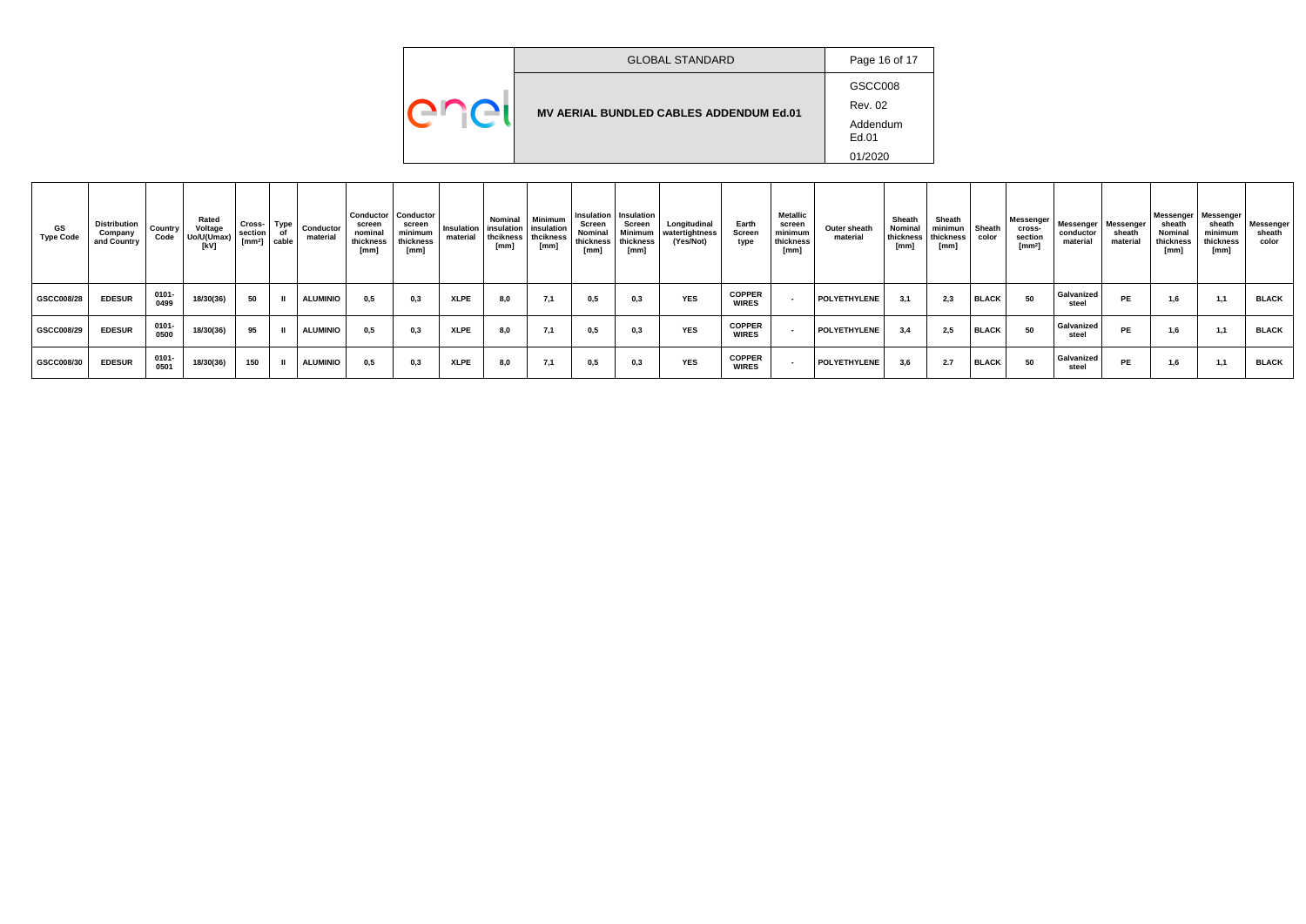| GS Type Code | Distribution Company and Country | Country Code | Rated Voltage Uo/U(Umax) [kV] | Cross-section [mm²] | Type of cable | Conductor material | Conductor screen nominal thickness [mm] | Conductor screen minimum thickness [mm] | Insulation material | Nominal insulation thcikness [mm] | Minimum insulation thcikness [mm] | Insulation Screen Nominal thickness [mm] | Insulation Screen Minimum thickness [mm] | Longitudinal watertightness (Yes/Not) | Earth Screen type | Metallic screen minimum thickness [mm] | Outer sheath material | Sheath Nominal thickness [mm] | Sheath minimun thickness [mm] | Sheath color | Messenger cross-section [mm²] | Messenger conductor material | Messenger sheath material | Messenger sheath Nominal thickness [mm] | Messenger sheath minimum thickness [mm] | Messenger sheath color |
|---|---|---|---|---|---|---|---|---|---|---|---|---|---|---|---|---|---|---|---|---|---|---|---|---|---|---|
| GSCC008/28 | EDESUR | 0101-0499 | 18/30(36) | 50 | II | ALUMINIO | 0,5 | 0,3 | XLPE | 8,0 | 7,1 | 0,5 | 0,3 | YES | COPPER WIRES | - | POLYETHYLENE | 3,1 | 2,3 | BLACK | 50 | Galvanized steel | PE | 1,6 | 1,1 | BLACK |
| GSCC008/29 | EDESUR | 0101-0500 | 18/30(36) | 95 | II | ALUMINIO | 0,5 | 0,3 | XLPE | 8,0 | 7,1 | 0,5 | 0,3 | YES | COPPER WIRES | - | POLYETHYLENE | 3,4 | 2,5 | BLACK | 50 | Galvanized steel | PE | 1,6 | 1,1 | BLACK |
| GSCC008/30 | EDESUR | 0101-0501 | 18/30(36) | 150 | II | ALUMINIO | 0,5 | 0,3 | XLPE | 8,0 | 7,1 | 0,5 | 0,3 | YES | COPPER WIRES | - | POLYETHYLENE | 3,6 | 2.7 | BLACK | 50 | Galvanized steel | PE | 1,6 | 1,1 | BLACK |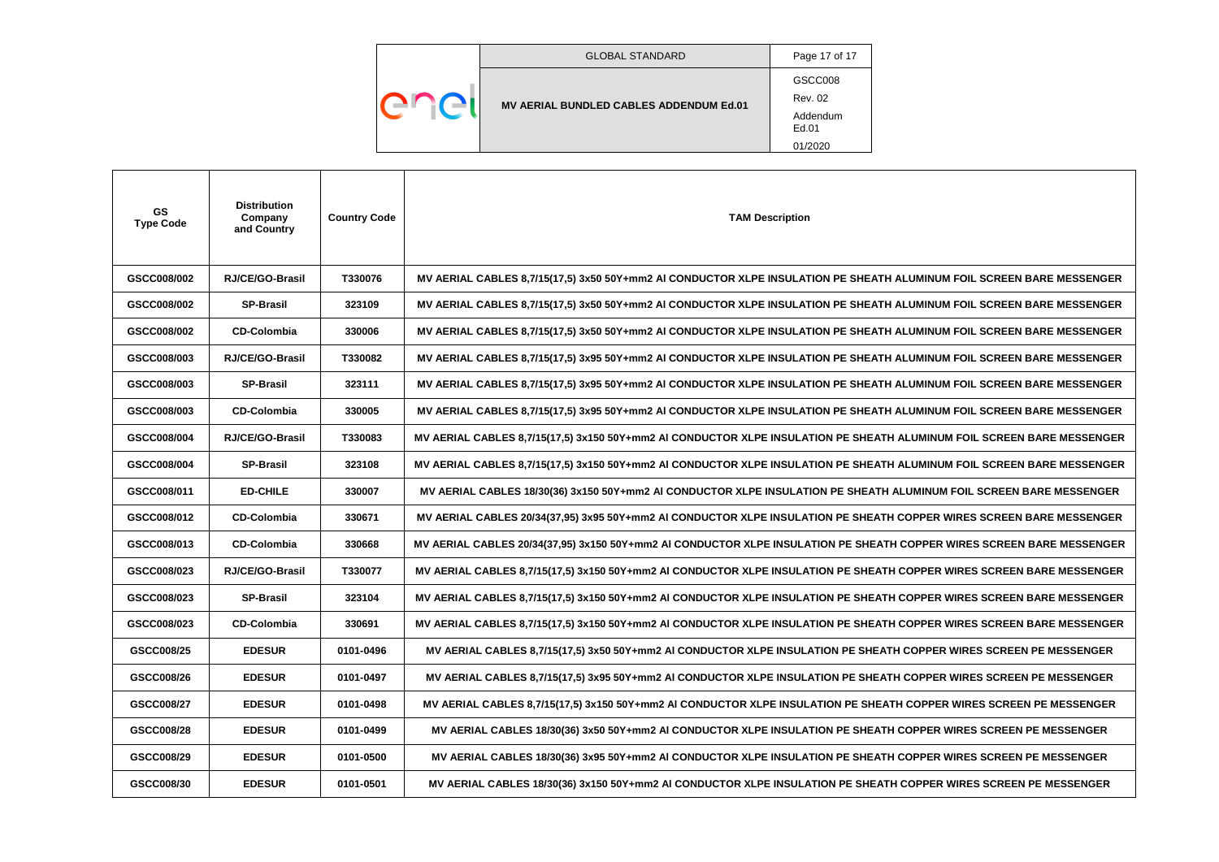| GS Type Code | Distribution Company and Country | Country Code | TAM Description |
|---|---|---|---|
| GSCC008/002 | RJ/CE/GO-Brasil | T330076 | MV AERIAL CABLES 8,7/15(17,5) 3x50 50Y+mm2 Al CONDUCTOR XLPE INSULATION PE SHEATH ALUMINUM FOIL SCREEN BARE MESSENGER |
| GSCC008/002 | SP-Brasil | 323109 | MV AERIAL CABLES 8,7/15(17,5) 3x50 50Y+mm2 Al CONDUCTOR XLPE INSULATION PE SHEATH ALUMINUM FOIL SCREEN BARE MESSENGER |
| GSCC008/002 | CD-Colombia | 330006 | MV AERIAL CABLES 8,7/15(17,5) 3x50 50Y+mm2 Al CONDUCTOR XLPE INSULATION PE SHEATH ALUMINUM FOIL SCREEN BARE MESSENGER |
| GSCC008/003 | RJ/CE/GO-Brasil | T330082 | MV AERIAL CABLES 8,7/15(17,5) 3x95 50Y+mm2 Al CONDUCTOR XLPE INSULATION PE SHEATH ALUMINUM FOIL SCREEN BARE MESSENGER |
| GSCC008/003 | SP-Brasil | 323111 | MV AERIAL CABLES 8,7/15(17,5) 3x95 50Y+mm2 Al CONDUCTOR XLPE INSULATION PE SHEATH ALUMINUM FOIL SCREEN BARE MESSENGER |
| GSCC008/003 | CD-Colombia | 330005 | MV AERIAL CABLES 8,7/15(17,5) 3x95 50Y+mm2 Al CONDUCTOR XLPE INSULATION PE SHEATH ALUMINUM FOIL SCREEN BARE MESSENGER |
| GSCC008/004 | RJ/CE/GO-Brasil | T330083 | MV AERIAL CABLES 8,7/15(17,5) 3x150 50Y+mm2 Al CONDUCTOR XLPE INSULATION PE SHEATH ALUMINUM FOIL SCREEN BARE MESSENGER |
| GSCC008/004 | SP-Brasil | 323108 | MV AERIAL CABLES 8,7/15(17,5) 3x150 50Y+mm2 Al CONDUCTOR XLPE INSULATION PE SHEATH ALUMINUM FOIL SCREEN BARE MESSENGER |
| GSCC008/011 | ED-CHILE | 330007 | MV AERIAL CABLES 18/30(36) 3x150 50Y+mm2 Al CONDUCTOR XLPE INSULATION PE SHEATH ALUMINUM FOIL SCREEN BARE MESSENGER |
| GSCC008/012 | CD-Colombia | 330671 | MV AERIAL CABLES 20/34(37,95) 3x95 50Y+mm2 Al CONDUCTOR XLPE INSULATION PE SHEATH COPPER WIRES SCREEN BARE MESSENGER |
| GSCC008/013 | CD-Colombia | 330668 | MV AERIAL CABLES 20/34(37,95) 3x150 50Y+mm2 Al CONDUCTOR XLPE INSULATION PE SHEATH COPPER WIRES SCREEN BARE MESSENGER |
| GSCC008/023 | RJ/CE/GO-Brasil | T330077 | MV AERIAL CABLES 8,7/15(17,5) 3x150 50Y+mm2 Al CONDUCTOR XLPE INSULATION PE SHEATH COPPER WIRES SCREEN BARE MESSENGER |
| GSCC008/023 | SP-Brasil | 323104 | MV AERIAL CABLES 8,7/15(17,5) 3x150 50Y+mm2 Al CONDUCTOR XLPE INSULATION PE SHEATH COPPER WIRES SCREEN BARE MESSENGER |
| GSCC008/023 | CD-Colombia | 330691 | MV AERIAL CABLES 8,7/15(17,5) 3x150 50Y+mm2 Al CONDUCTOR XLPE INSULATION PE SHEATH COPPER WIRES SCREEN BARE MESSENGER |
| GSCC008/25 | EDESUR | 0101-0496 | MV AERIAL CABLES 8,7/15(17,5) 3x50 50Y+mm2 Al CONDUCTOR XLPE INSULATION PE SHEATH COPPER WIRES SCREEN PE MESSENGER |
| GSCC008/26 | EDESUR | 0101-0497 | MV AERIAL CABLES 8,7/15(17,5) 3x95 50Y+mm2 Al CONDUCTOR XLPE INSULATION PE SHEATH COPPER WIRES SCREEN PE MESSENGER |
| GSCC008/27 | EDESUR | 0101-0498 | MV AERIAL CABLES 8,7/15(17,5) 3x150 50Y+mm2 Al CONDUCTOR XLPE INSULATION PE SHEATH COPPER WIRES SCREEN PE MESSENGER |
| GSCC008/28 | EDESUR | 0101-0499 | MV AERIAL CABLES 18/30(36) 3x50 50Y+mm2 Al CONDUCTOR XLPE INSULATION PE SHEATH COPPER WIRES SCREEN PE MESSENGER |
| GSCC008/29 | EDESUR | 0101-0500 | MV AERIAL CABLES 18/30(36) 3x95 50Y+mm2 Al CONDUCTOR XLPE INSULATION PE SHEATH COPPER WIRES SCREEN PE MESSENGER |
| GSCC008/30 | EDESUR | 0101-0501 | MV AERIAL CABLES 18/30(36) 3x150 50Y+mm2 Al CONDUCTOR XLPE INSULATION PE SHEATH COPPER WIRES SCREEN PE MESSENGER |